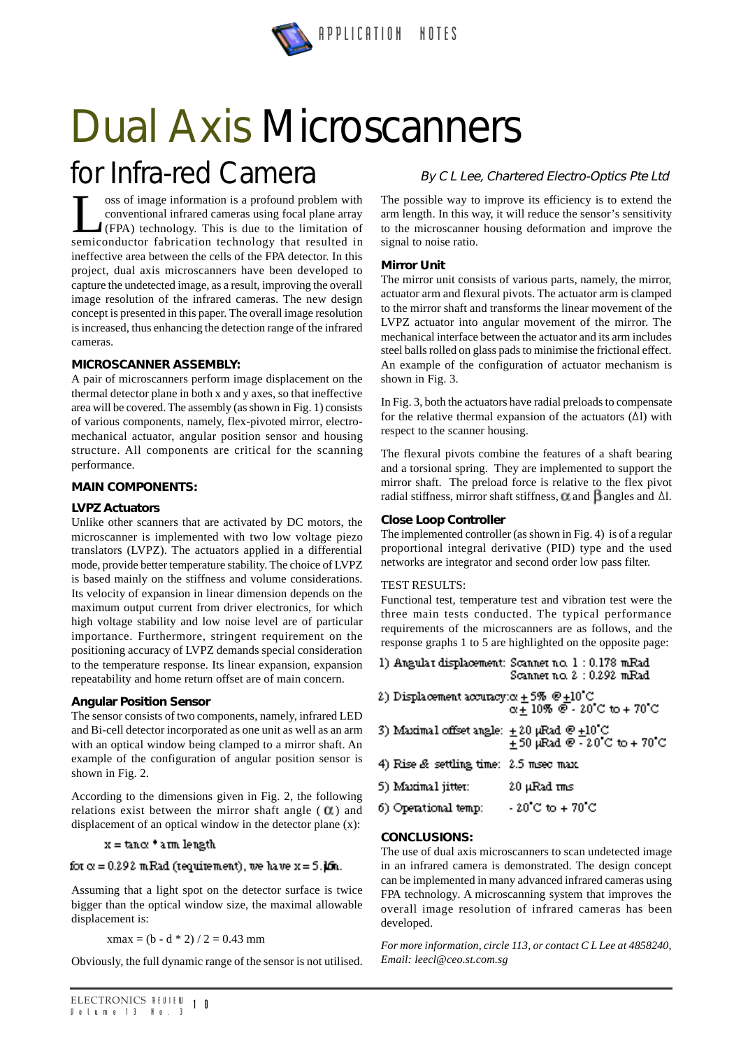# Dual Axis Microscanners

## for Infra-red Camera

*By C L Lee, Chartered Electro-Optics Pte Ltd*

Loss of image information is a profound problem with conventional infrared cameras using focal plane array (FPA) technology. This is due to the limitation of semiconductor fabrication technology that resulted in ineffective area between the cells of the FPA detector. In this project, dual axis microscanners have been developed to capture the undetected image, as a result, improving the overall image resolution of the infrared cameras. The new design concept is presented in this paper. The overall image resolution is increased, thus enhancing the detection range of the infrared cameras.

### MICROSCANNER ASSEMBLY:

A pair of microscanners perform image displacement on the thermal detector plane in both x and y axes, so that ineffective area will be covered. The assembly (as shown in Fig. 1) consists of various components, namely, flex-pivoted mirror, electro-mechanical actuator, angular position sensor and housing structure. All components are critical for the scanning performance.

### MAIN COMPONENTS:

#### LVPZ Actuators

Unlike other scanners that are activated by DC motors, the microscanner is implemented with two low voltage piezo translators (LVPZ). The actuators applied in a differential mode, provide better temperature stability. The choice of LVPZ is based mainly on the stiffness and volume considerations. Its velocity of expansion in linear dimension depends on the maximum output current from driver electronics, for which high voltage stability and low noise level are of particular importance. Furthermore, stringent requirement on the positioning accuracy of LVPZ demands special consideration to the temperature response. Its linear expansion, expansion repeatability and home return offset are of main concern.

#### Angular Position Sensor

The sensor consists of two components, namely, infrared LED and Bi-cell detector incorporated as one unit as well as an arm with an optical window being clamped to a mirror shaft. An example of the configuration of angular position sensor is shown in Fig. 2.

According to the dimensions given in Fig. 2, the following relations exist between the mirror shaft angle ($\alpha$) and displacement of an optical window in the detector plane (x):

$$x = \tan\alpha * \text{arm length}$$

for $\alpha = 0.292$ mRad (requirement), we have $x = 5.\mu m$.

Assuming that a light spot on the detector surface is twice bigger than the optical window size, the maximal allowable displacement is:

$$x_{max} = (b - d * 2) / 2 = 0.43 \text{ mm}$$

Obviously, the full dynamic range of the sensor is not utilised. The possible way to improve its efficiency is to extend the arm length. In this way, it will reduce the sensor's sensitivity to the microscanner housing deformation and improve the signal to noise ratio.

#### Mirror Unit

The mirror unit consists of various parts, namely, the mirror, actuator arm and flexural pivots. The actuator arm is clamped to the mirror shaft and transforms the linear movement of the LVPZ actuator into angular movement of the mirror. The mechanical interface between the actuator and its arm includes steel balls rolled on glass pads to minimise the frictional effect. An example of the configuration of actuator mechanism is shown in Fig. 3.

In Fig. 3, both the actuators have radial preloads to compensate for the relative thermal expansion of the actuators ($\Delta l$) with respect to the scanner housing.

The flexural pivots combine the features of a shaft bearing and a torsional spring. They are implemented to support the mirror shaft. The preload force is relative to the flex pivot radial stiffness, mirror shaft stiffness, $\alpha$ and $\beta$ angles and $\Delta l$.

#### Close Loop Controller

The implemented controller (as shown in Fig. 4) is of a regular proportional integral derivative (PID) type and the used networks are integrator and second order low pass filter.

TEST RESULTS:

Functional test, temperature test and vibration test were the three main tests conducted. The typical performance requirements of the microscanners are as follows, and the response graphs 1 to 5 are highlighted on the opposite page:

1) Angular displacement: Scanner no. 1 : 0.178 mRad
   Scanner no. 2 : 0.292 mRad
2) Displacement accuracy: $\alpha \pm 5\%$ @ $\pm 10^{\circ}$C
   $\alpha \pm 10\%$ @ - 20°C to + 70°C
3) Maximal offset angle: $\pm 20$ µRad @ $\pm 10^{\circ}$C
   $\pm 50$ µRad @ - 20°C to + 70°C
4) Rise & settling time: 2.5 msec max
5) Maximal jitter: 20 µRad rms
6) Operational temp: - 20°C to + 70°C

### CONCLUSIONS:

The use of dual axis microscanners to scan undetected image in an infrared camera is demonstrated. The design concept can be implemented in many advanced infrared cameras using FPA technology. A microscanning system that improves the overall image resolution of infrared cameras has been developed.

*For more information, circle 113, or contact C L Lee at 4858240, Email: leecl@ceo.st.com.sg*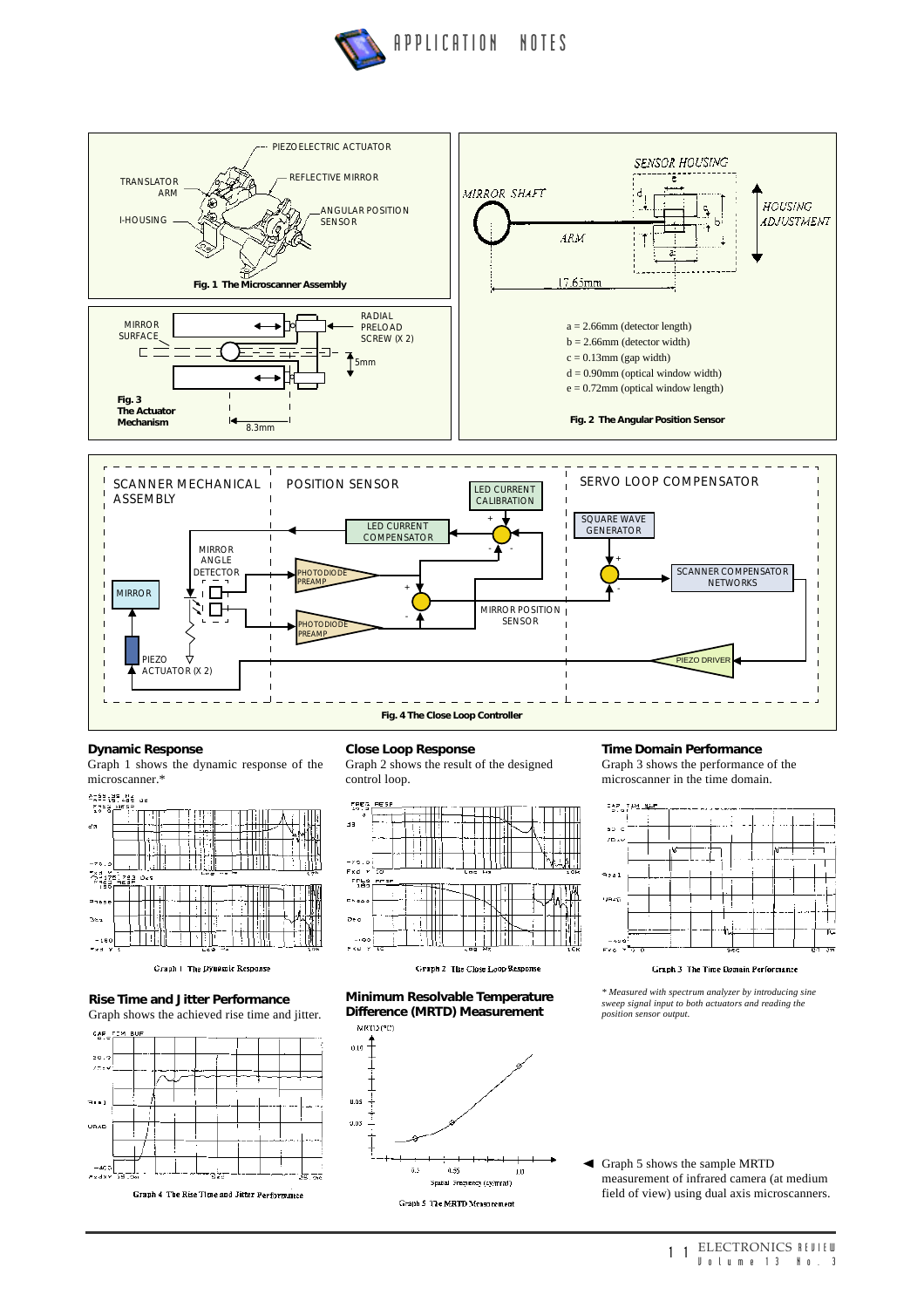PIEZOELECTRIC ACTUATOR
TRANSLATOR ARM
REFLECTIVE MIRROR
I-HOUSING
ANGULAR POSITION SENSOR

**Fig. 1 The Microscanner Assembly**

SENSOR HOUSING
MIRROR SHAFT
ARM
HOUSING ADJUSTMENT
17.65mm

a = 2.66mm (detector length)
b = 2.66mm (detector width)
c = 0.13mm (gap width)
d = 0.90mm (optical window width)
e = 0.72mm (optical window length)

**Fig. 2 The Angular Position Sensor**

MIRROR SURFACE
RADIAL PRELOAD SCREW (X 2)
5mm
8.3mm

**Fig. 3 The Actuator Mechanism**

SCANNER MECHANICAL ASSEMBLY
POSITION SENSOR
SERVO LOOP COMPENSATOR
LED CURRENT CALIBRATION
LED CURRENT COMPENSATOR
SQUARE WAVE GENERATOR
MIRROR ANGLE DETECTOR
MIRROR
PHOTODIODE PREAMP
PHOTODIODE PREAMP
SCANNER COMPENSATOR NETWORKS
MIRROR POSITION SENSOR
PIEZO ACTUATOR (X 2)
PIEZO DRIVER

**Fig. 4 The Close Loop Controller**

## Dynamic Response

Graph 1 shows the dynamic response of the microscanner.*

Graph 1 The Dynamic Response

## Close Loop Response

Graph 2 shows the result of the designed control loop.

Graph 2 The Close Loop Response

## Time Domain Performance

Graph 3 shows the performance of the microscanner in the time domain.

Graph 3 The Time Domain Performance

*\* Measured with spectrum analyzer by introducing sine sweep signal input to both actuators and reading the position sensor output.*

## Rise Time and Jitter Performance

Graph shows the achieved rise time and jitter.

Graph 4 The Rise Time and Jitter Performance

## Minimum Resolvable Temperature Difference (MRTD) Measurement

MRTD (°C)
0.10
0.05
0.03
0.3
0.55
1.0
Spatial Frequency (cy/mrad)

Graph 5 The MRTD Measurement

Graph 5 shows the sample MRTD measurement of infrared camera (at medium field of view) using dual axis microscanners.